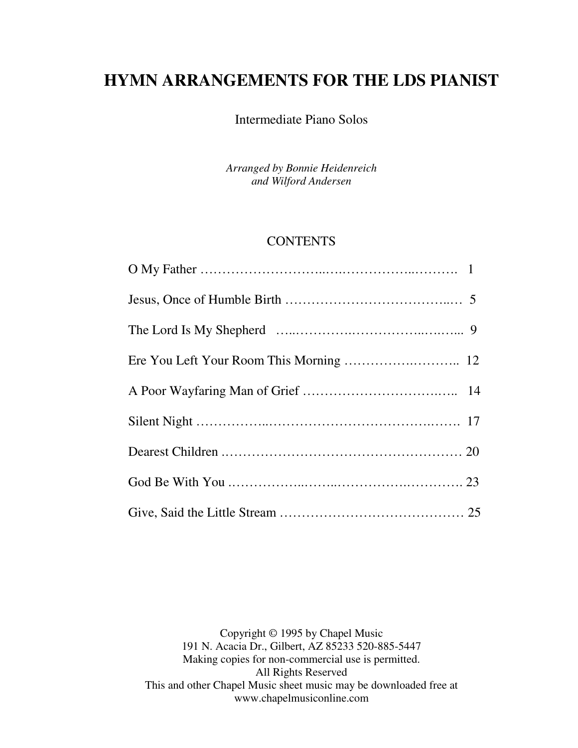# HYMN ARRANGEMENTS FOR THE LDS PIANIST

Intermediate Piano Solos

*Arranged by Bonnie Heidenreich*
*and Wilford Andersen*

## CONTENTS

O My Father …………………………………………………………… 1

Jesus, Once of Humble Birth ……………………………………… 5

The Lord Is My Shepherd ……………………………………………… 9

Ere You Left Your Room This Morning ……………………… 12

A Poor Wayfaring Man of Grief ………………………………… 14

Silent Night ……………………………………………………………… 17

Dearest Children ……………………………………………………… 20

God Be With You ……………………………………………………… 23

Give, Said the Little Stream ………………………………………… 25

Copyright © 1995 by Chapel Music
191 N. Acacia Dr., Gilbert, AZ 85233 520-885-5447
Making copies for non-commercial use is permitted.
All Rights Reserved
This and other Chapel Music sheet music may be downloaded free at
www.chapelmusiconline.com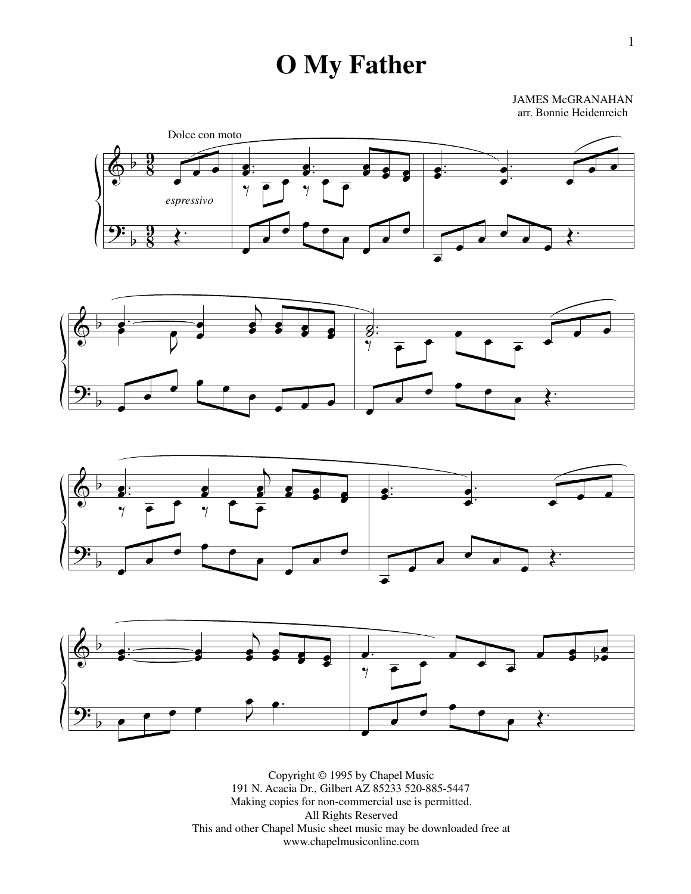# O My Father

JAMES McGRANAHAN
arr. Bonnie Heidenreich

Dolce con moto

*espressivo*

Copyright © 1995 by Chapel Music
191 N. Acacia Dr., Gilbert AZ 85233 520-885-5447
Making copies for non-commercial use is permitted.
All Rights Reserved
This and other Chapel Music sheet music may be downloaded free at
www.chapelmusiconline.com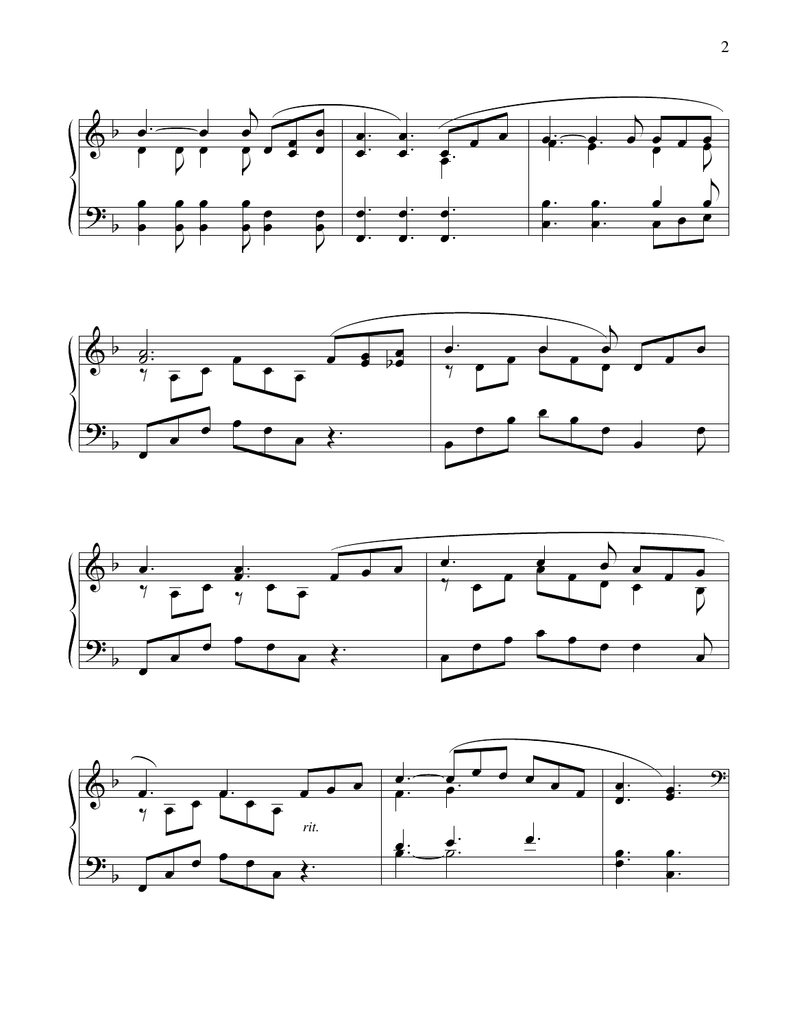*rit.*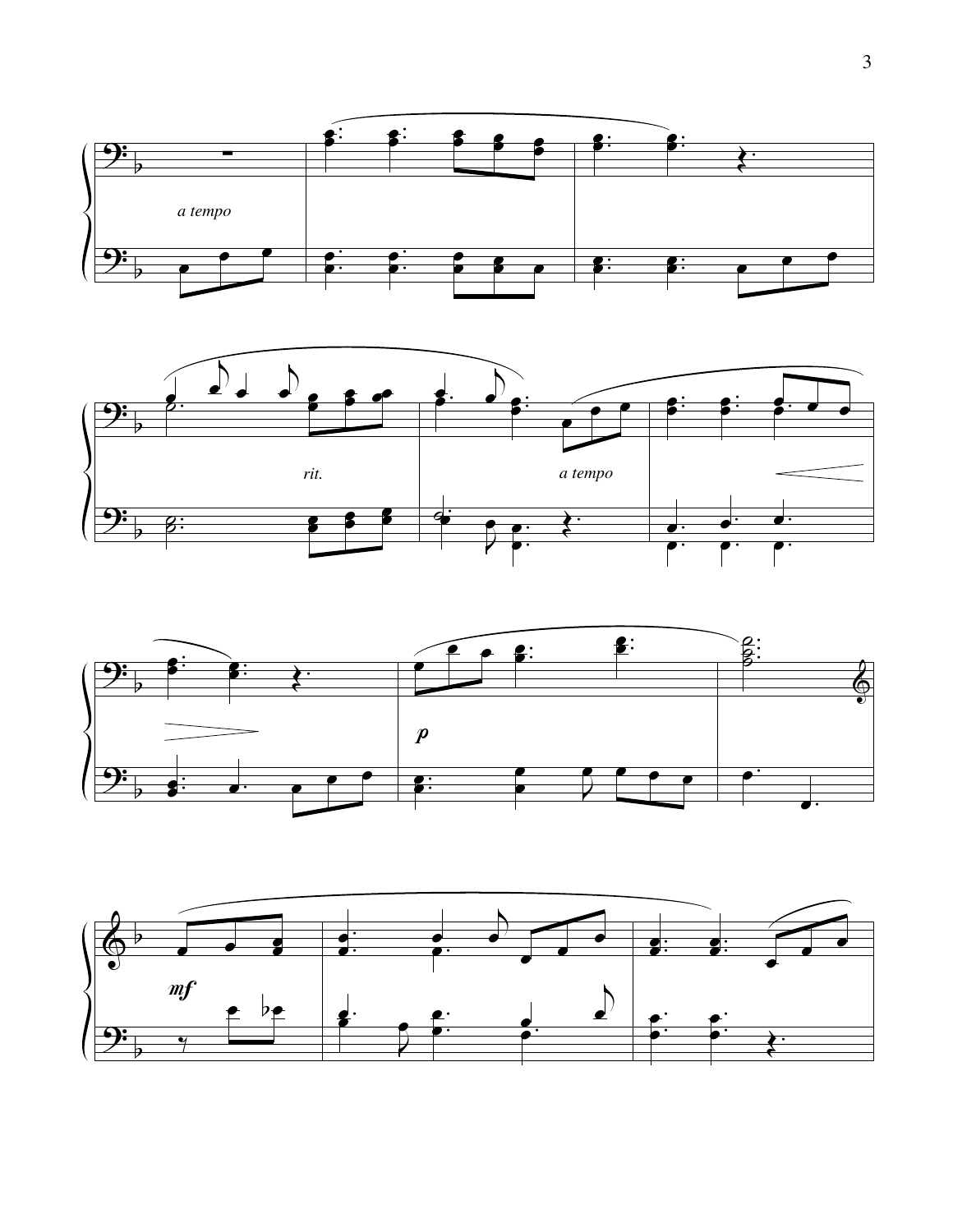*a tempo*

*rit.*

*a tempo*

*p*

*mf*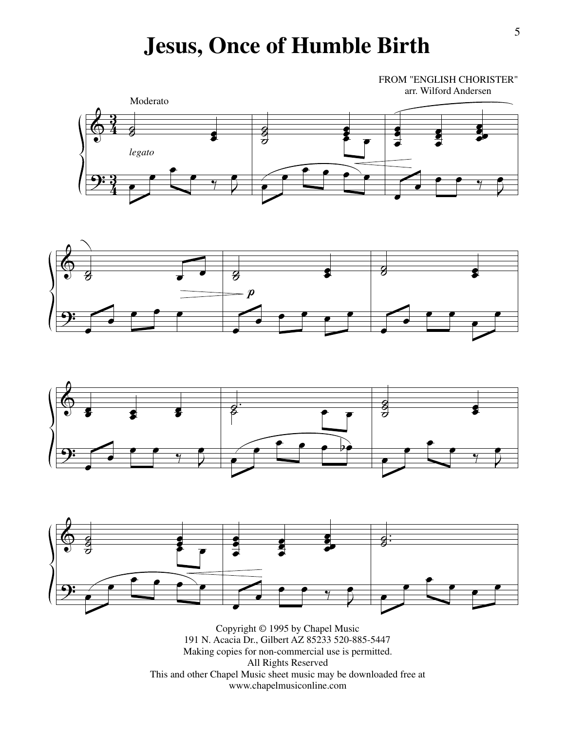# Jesus, Once of Humble Birth

FROM "ENGLISH CHORISTER"
arr. Wilford Andersen

Moderato

*legato*

*p*

Copyright © 1995 by Chapel Music
191 N. Acacia Dr., Gilbert AZ 85233 520-885-5447
Making copies for non-commercial use is permitted.
All Rights Reserved
This and other Chapel Music sheet music may be downloaded free at
www.chapelmusiconline.com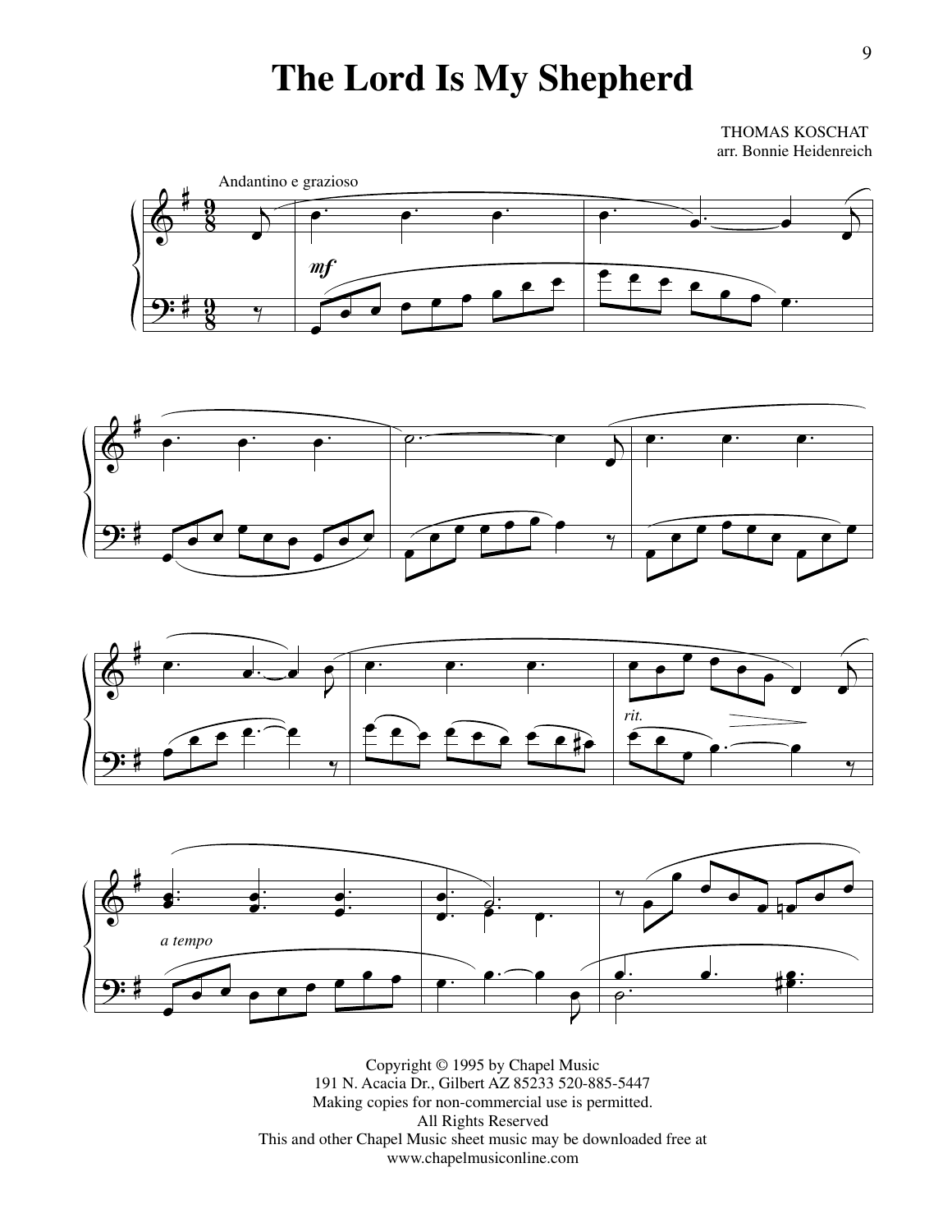# The Lord Is My Shepherd

THOMAS KOSCHAT
arr. Bonnie Heidenreich

Andantino e grazioso

Copyright © 1995 by Chapel Music
191 N. Acacia Dr., Gilbert AZ 85233 520-885-5447
Making copies for non-commercial use is permitted.
All Rights Reserved
This and other Chapel Music sheet music may be downloaded free at
www.chapelmusiconline.com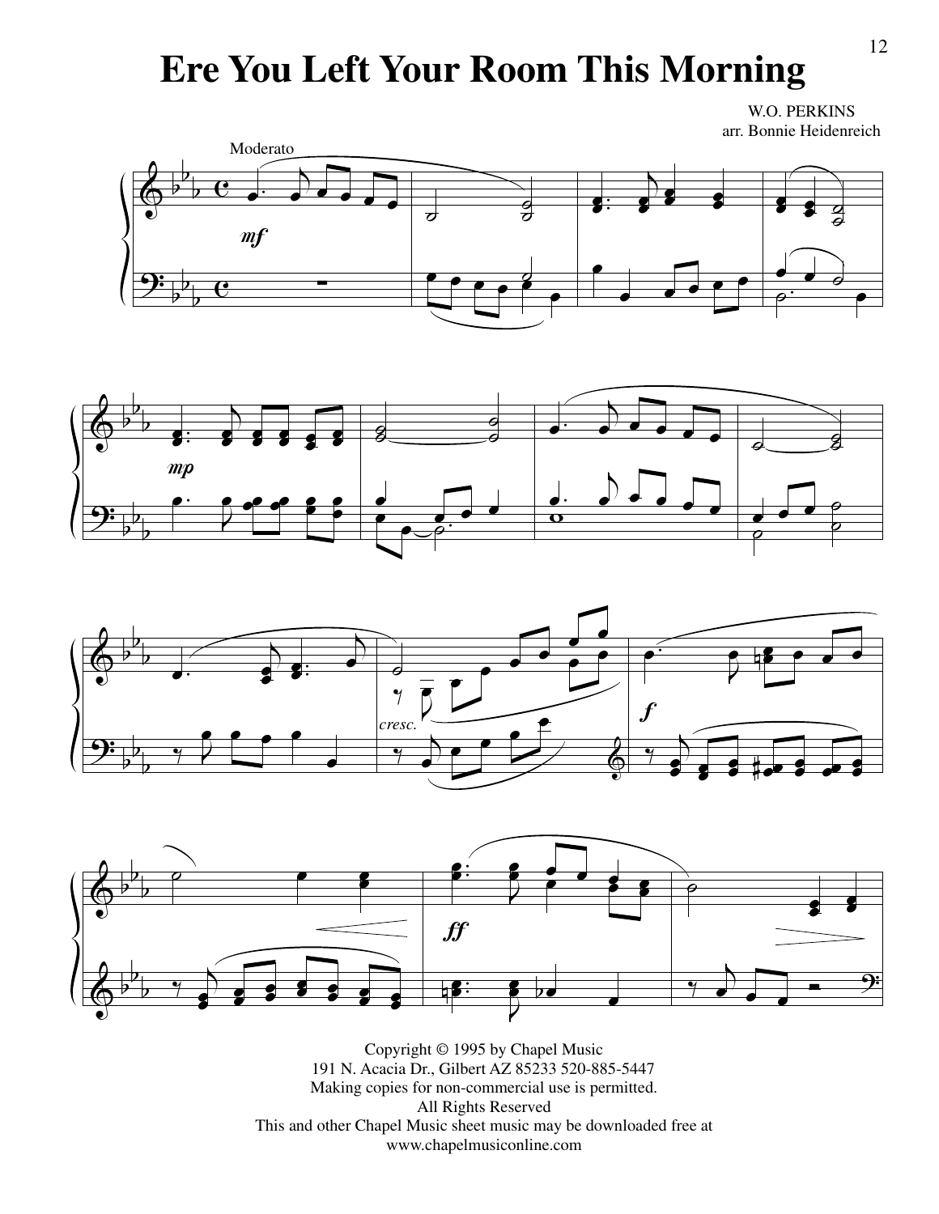# Ere You Left Your Room This Morning

W.O. PERKINS
arr. Bonnie Heidenreich

Moderato

Copyright © 1995 by Chapel Music
191 N. Acacia Dr., Gilbert AZ 85233 520-885-5447
Making copies for non-commercial use is permitted.
All Rights Reserved
This and other Chapel Music sheet music may be downloaded free at
www.chapelmusiconline.com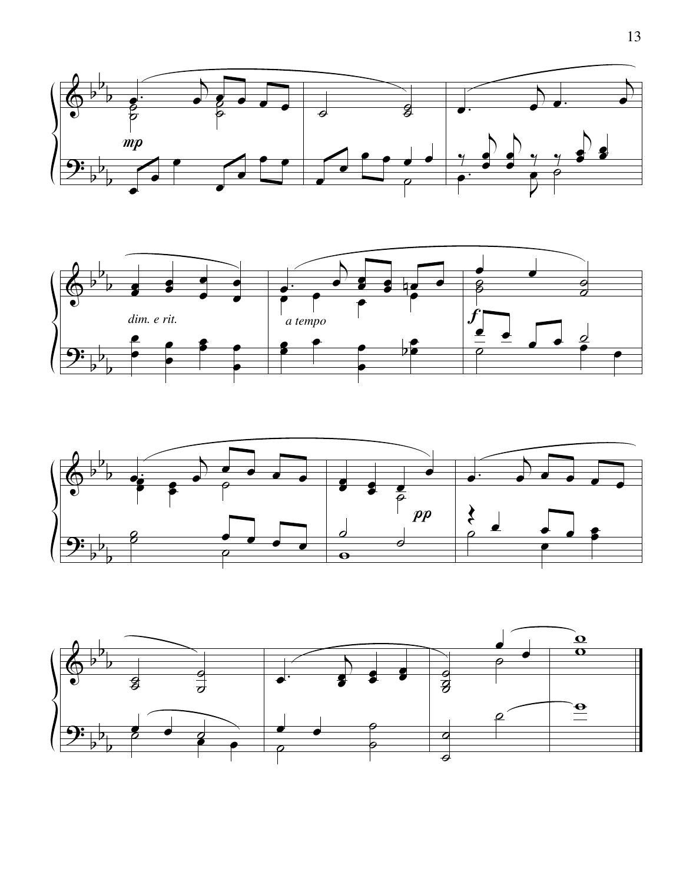*mp*

*dim. e rit.*

*a tempo*

*f*

*pp*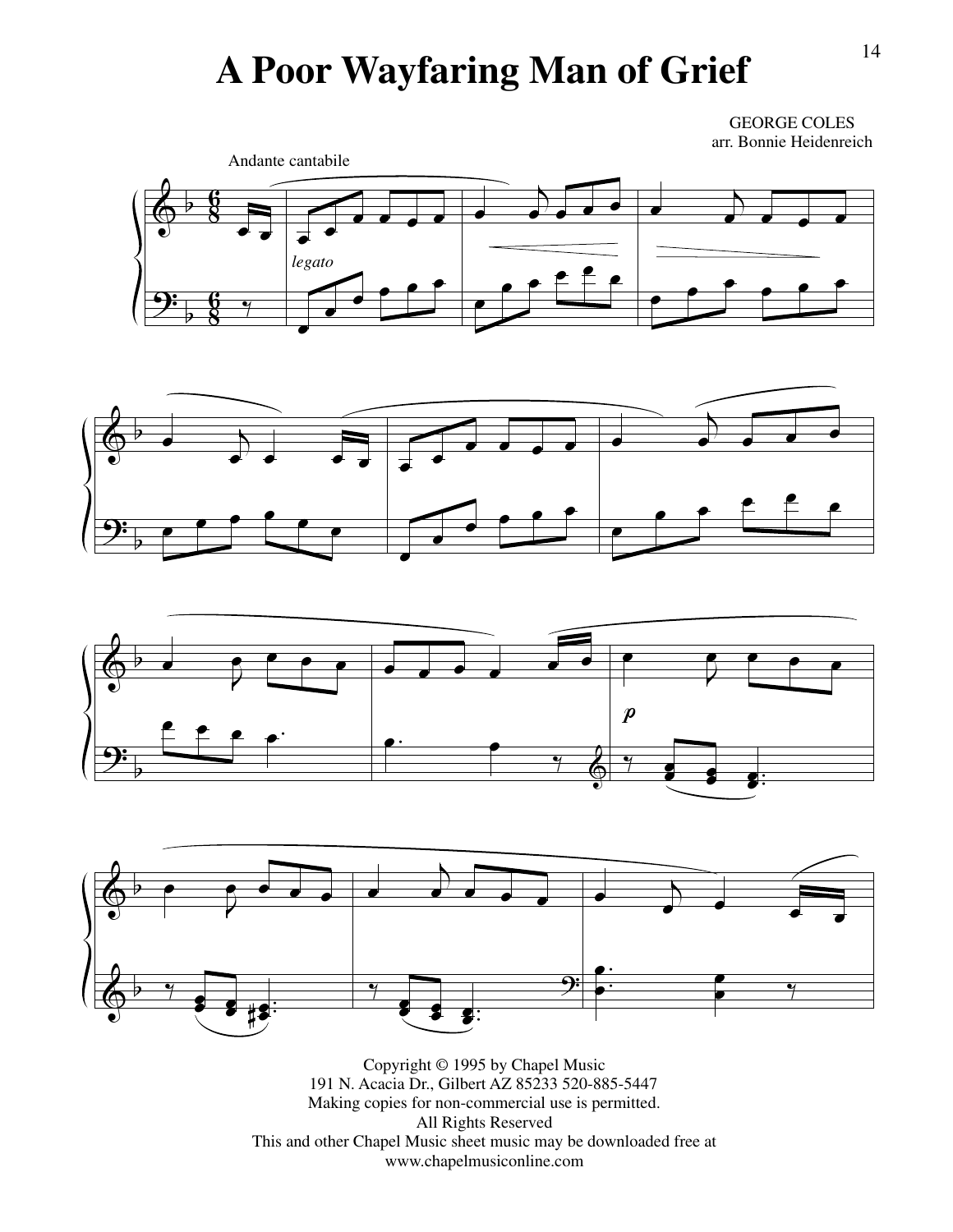# A Poor Wayfaring Man of Grief

GEORGE COLES
arr. Bonnie Heidenreich

Andante cantabile

Copyright © 1995 by Chapel Music
191 N. Acacia Dr., Gilbert AZ 85233 520-885-5447
Making copies for non-commercial use is permitted.
All Rights Reserved
This and other Chapel Music sheet music may be downloaded free at
www.chapelmusiconline.com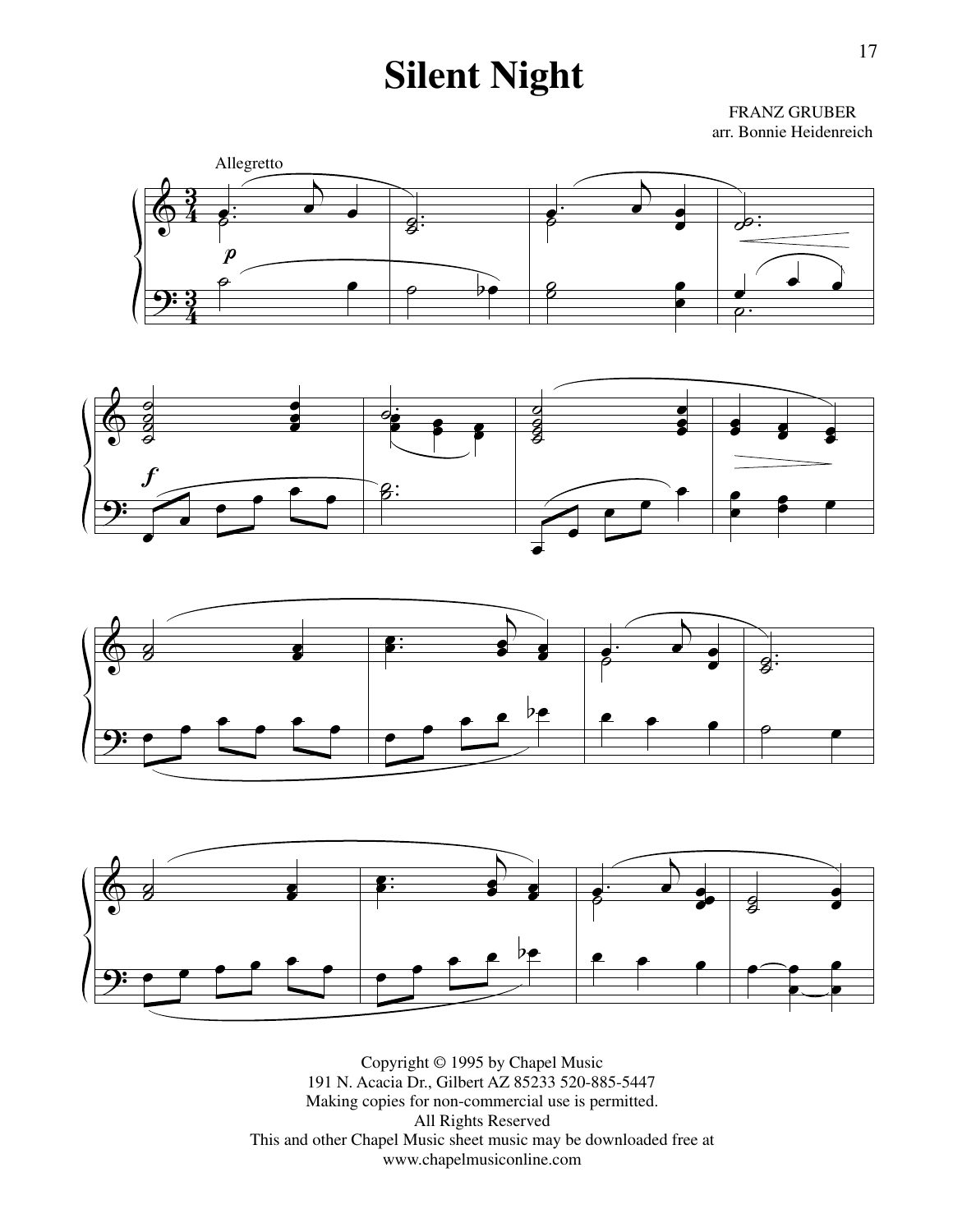# Silent Night

FRANZ GRUBER
arr. Bonnie Heidenreich

Copyright © 1995 by Chapel Music
191 N. Acacia Dr., Gilbert AZ 85233 520-885-5447
Making copies for non-commercial use is permitted.
All Rights Reserved
This and other Chapel Music sheet music may be downloaded free at
www.chapelmusiconline.com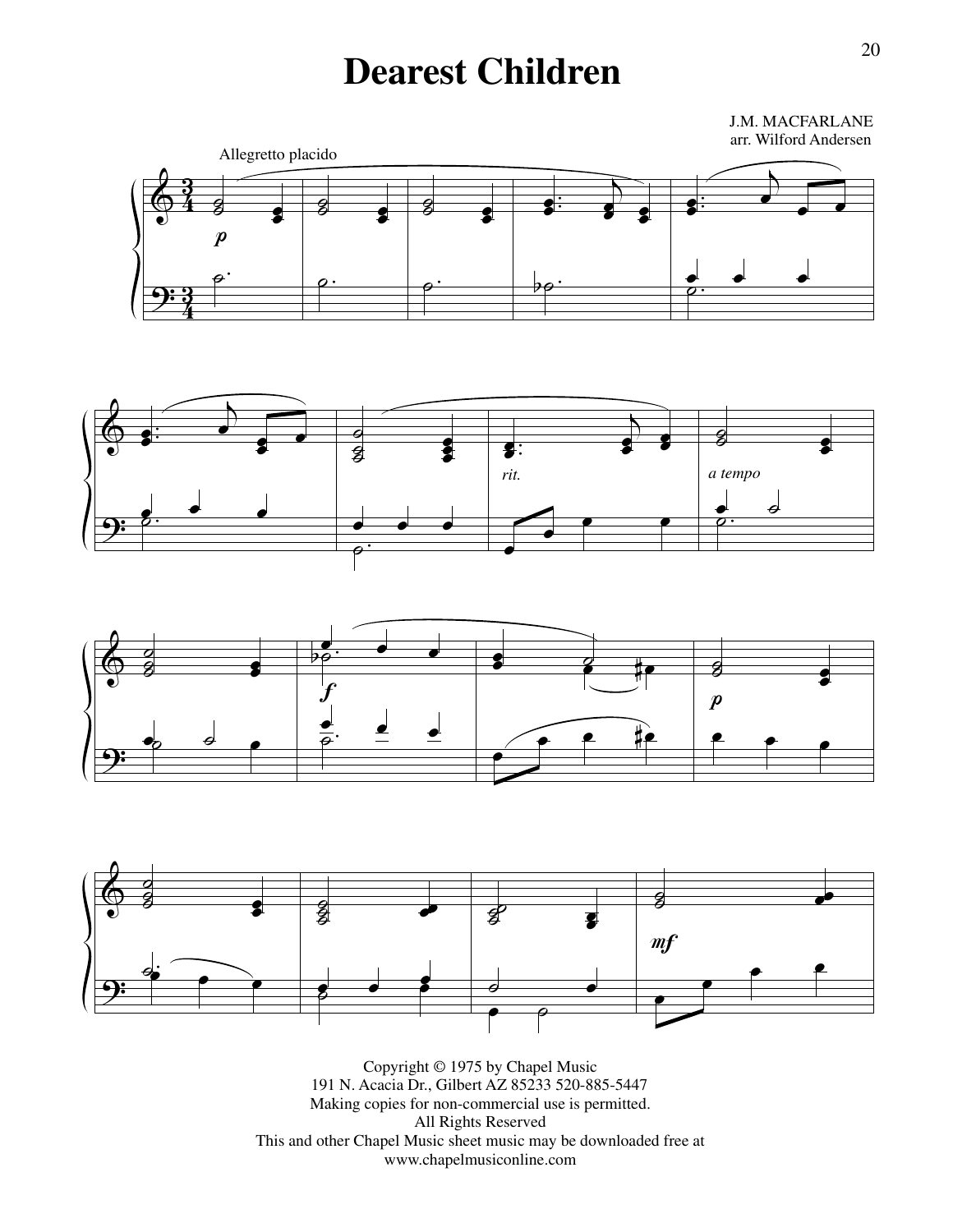# Dearest Children

J.M. MACFARLANE
arr. Wilford Andersen

Allegretto placido

Copyright © 1975 by Chapel Music
191 N. Acacia Dr., Gilbert AZ 85233 520-885-5447
Making copies for non-commercial use is permitted.
All Rights Reserved
This and other Chapel Music sheet music may be downloaded free at
www.chapelmusiconline.com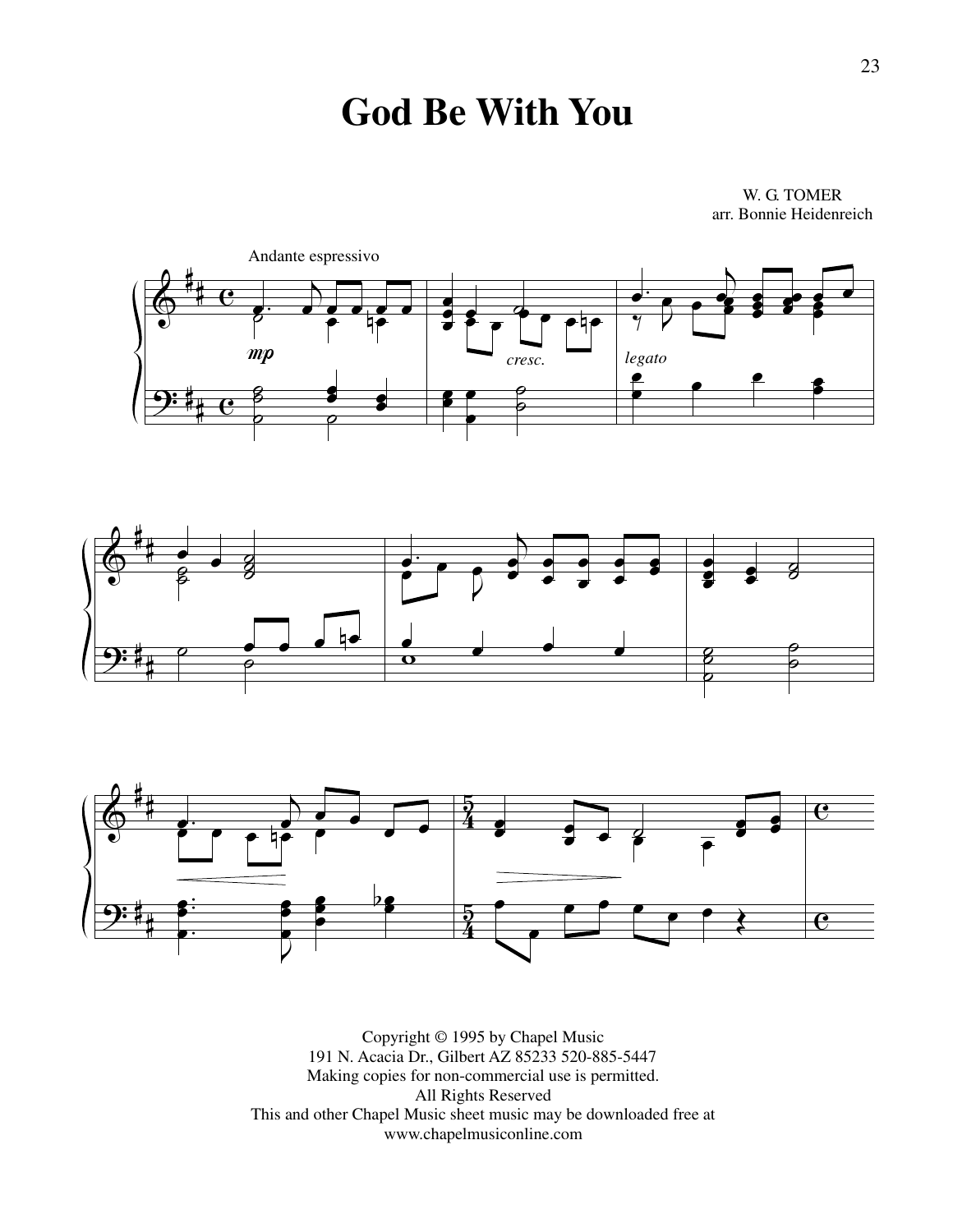# God Be With You

W. G. TOMER
arr. Bonnie Heidenreich

Andante espressivo

Copyright © 1995 by Chapel Music
191 N. Acacia Dr., Gilbert AZ 85233 520-885-5447
Making copies for non-commercial use is permitted.
All Rights Reserved
This and other Chapel Music sheet music may be downloaded free at
www.chapelmusiconline.com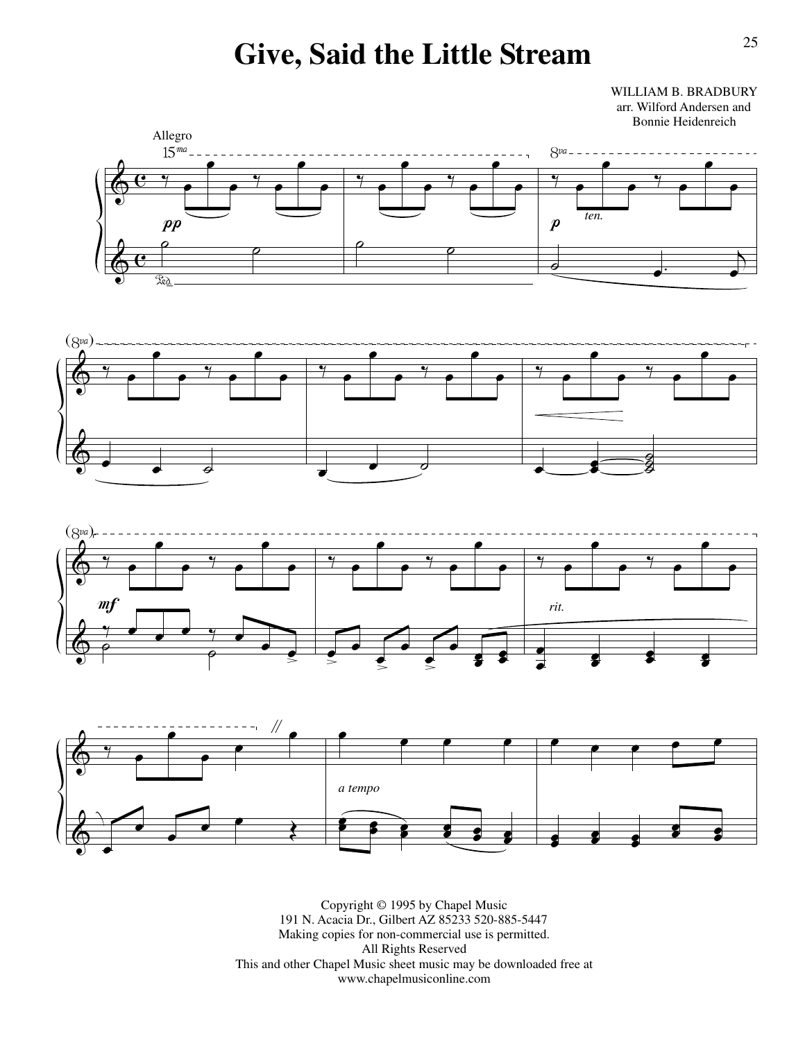# Give, Said the Little Stream

WILLIAM B. BRADBURY
arr. Wilford Andersen and
Bonnie Heidenreich

Copyright © 1995 by Chapel Music
191 N. Acacia Dr., Gilbert AZ 85233 520-885-5447
Making copies for non-commercial use is permitted.
All Rights Reserved
This and other Chapel Music sheet music may be downloaded free at
www.chapelmusiconline.com